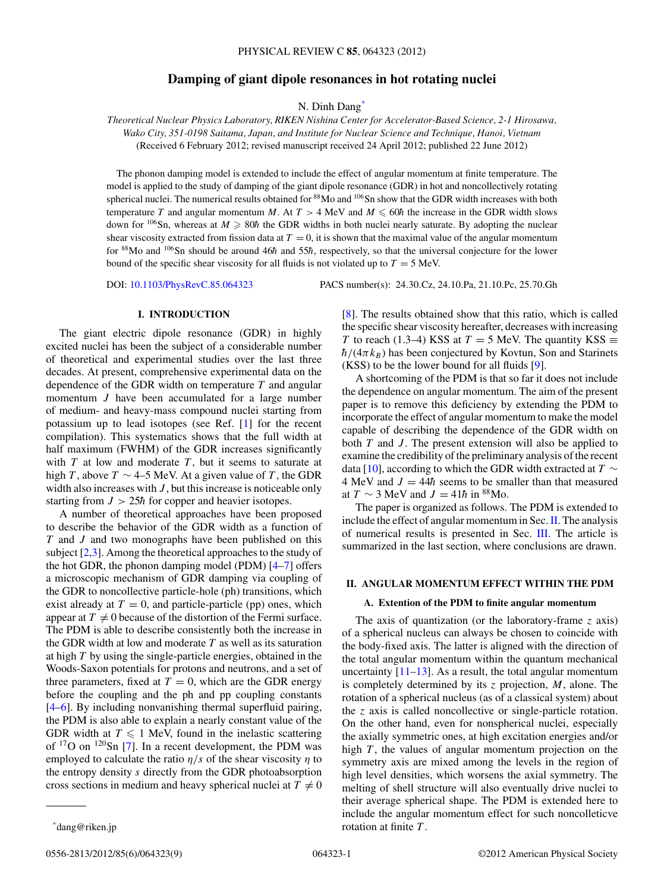# Damping of giant dipole resonances in hot rotating nuclei

N. Dinh Dang*

*Theoretical Nuclear Physics Laboratory, RIKEN Nishina Center for Accelerator-Based Science, 2-1 Hirosawa, Wako City, 351-0198 Saitama, Japan, and Institute for Nuclear Science and Technique, Hanoi, Vietnam*

(Received 6 February 2012; revised manuscript received 24 April 2012; published 22 June 2012)

The phonon damping model is extended to include the effect of angular momentum at finite temperature. The model is applied to the study of damping of the giant dipole resonance (GDR) in hot and noncollectively rotating spherical nuclei. The numerical results obtained for $^{88}$Mo and $^{106}$Sn show that the GDR width increases with both temperature $T$ and angular momentum $M$. At $T > 4$ MeV and $M \leqslant 60\hbar$ the increase in the GDR width slows down for $^{106}$Sn, whereas at $M \geqslant 80\hbar$ the GDR widths in both nuclei nearly saturate. By adopting the nuclear shear viscosity extracted from fission data at $T = 0$, it is shown that the maximal value of the angular momentum for $^{88}$Mo and $^{106}$Sn should be around $46\hbar$ and $55\hbar$, respectively, so that the universal conjecture for the lower bound of the specific shear viscosity for all fluids is not violated up to $T = 5$ MeV.

DOI: 10.1103/PhysRevC.85.064323 PACS number(s): 24.30.Cz, 24.10.Pa, 21.10.Pc, 25.70.Gh

## I. INTRODUCTION

The giant electric dipole resonance (GDR) in highly excited nuclei has been the subject of a considerable number of theoretical and experimental studies over the last three decades. At present, comprehensive experimental data on the dependence of the GDR width on temperature $T$ and angular momentum $J$ have been accumulated for a large number of medium- and heavy-mass compound nuclei starting from potassium up to lead isotopes (see Ref. [1] for the recent compilation). This systematics shows that the full width at half maximum (FWHM) of the GDR increases significantly with $T$ at low and moderate $T$, but it seems to saturate at high $T$, above $T \sim 4$–5 MeV. At a given value of $T$, the GDR width also increases with $J$, but this increase is noticeable only starting from $J > 25\hbar$ for copper and heavier isotopes.

A number of theoretical approaches have been proposed to describe the behavior of the GDR width as a function of $T$ and $J$ and two monographs have been published on this subject [2,3]. Among the theoretical approaches to the study of the hot GDR, the phonon damping model (PDM) [4–7] offers a microscopic mechanism of GDR damping via coupling of the GDR to noncollective particle-hole (ph) transitions, which exist already at $T = 0$, and particle-particle (pp) ones, which appear at $T \neq 0$ because of the distortion of the Fermi surface. The PDM is able to describe consistently both the increase in the GDR width at low and moderate $T$ as well as its saturation at high $T$ by using the single-particle energies, obtained in the Woods-Saxon potentials for protons and neutrons, and a set of three parameters, fixed at $T = 0$, which are the GDR energy before the coupling and the ph and pp coupling constants [4–6]. By including nonvanishing thermal superfluid pairing, the PDM is also able to explain a nearly constant value of the GDR width at $T \leqslant 1$ MeV, found in the inelastic scattering of $^{17}$O on $^{120}$Sn [7]. In a recent development, the PDM was employed to calculate the ratio $\eta/s$ of the shear viscosity $\eta$ to the entropy density $s$ directly from the GDR photoabsorption cross sections in medium and heavy spherical nuclei at $T \neq 0$ [8]. The results obtained show that this ratio, which is called the specific shear viscosity hereafter, decreases with increasing $T$ to reach (1.3–4) KSS at $T = 5$ MeV. The quantity KSS $\equiv \hbar/(4\pi k_B)$ has been conjectured by Kovtun, Son and Starinets (KSS) to be the lower bound for all fluids [9].

A shortcoming of the PDM is that so far it does not include the dependence on angular momentum. The aim of the present paper is to remove this deficiency by extending the PDM to incorporate the effect of angular momentum to make the model capable of describing the dependence of the GDR width on both $T$ and $J$. The present extension will also be applied to examine the credibility of the preliminary analysis of the recent data [10], according to which the GDR width extracted at $T \sim 4$ MeV and $J = 44\hbar$ seems to be smaller than that measured at $T \sim 3$ MeV and $J = 41\hbar$ in $^{88}$Mo.

The paper is organized as follows. The PDM is extended to include the effect of angular momentum in Sec. II. The analysis of numerical results is presented in Sec. III. The article is summarized in the last section, where conclusions are drawn.

## II. ANGULAR MOMENTUM EFFECT WITHIN THE PDM

### A. Extention of the PDM to finite angular momentum

The axis of quantization (or the laboratory-frame $z$ axis) of a spherical nucleus can always be chosen to coincide with the body-fixed axis. The latter is aligned with the direction of the total angular momentum within the quantum mechanical uncertainty [11–13]. As a result, the total angular momentum is completely determined by its $z$ projection, $M$, alone. The rotation of a spherical nucleus (as of a classical system) about the $z$ axis is called noncollective or single-particle rotation. On the other hand, even for nonspherical nuclei, especially the axially symmetric ones, at high excitation energies and/or high $T$, the values of angular momentum projection on the symmetry axis are mixed among the levels in the region of high level densities, which worsens the axial symmetry. The melting of shell structure will also eventually drive nuclei to their average spherical shape. The PDM is extended here to include the angular momentum effect for such noncolleticve rotation at finite $T$.

*dang@riken.jp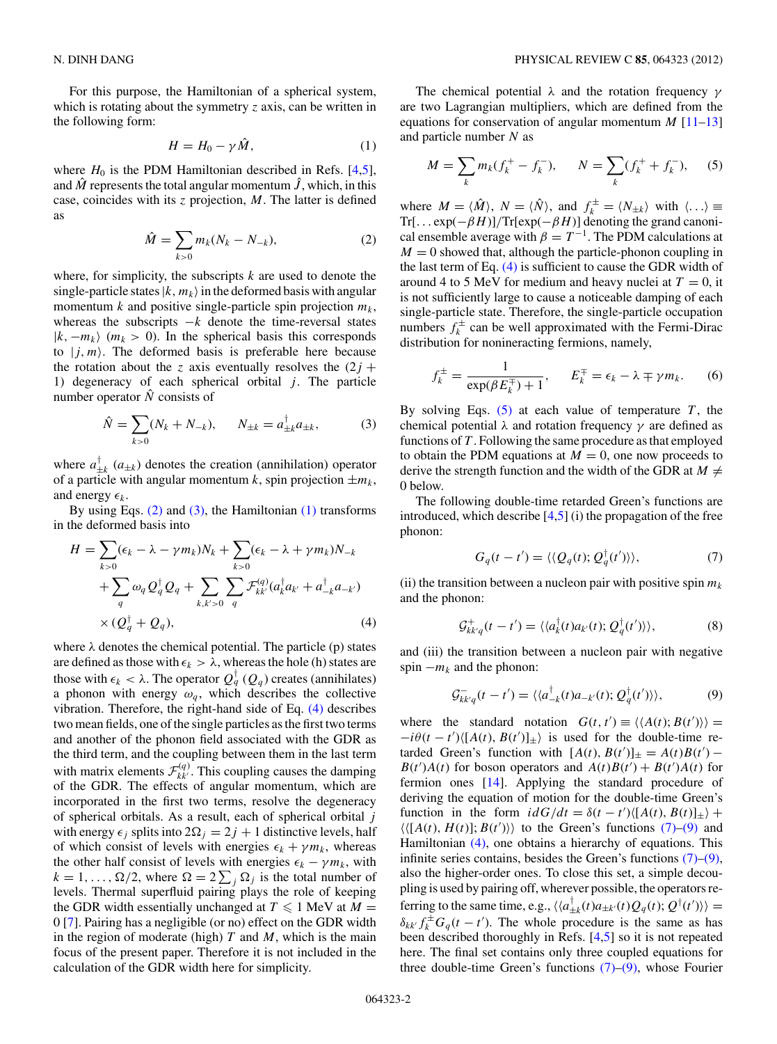For this purpose, the Hamiltonian of a spherical system, which is rotating about the symmetry $z$ axis, can be written in the following form:

$$H = H_0 - \gamma \hat{M}, \tag{1}$$

where $H_0$ is the PDM Hamiltonian described in Refs. [4,5], and $\hat{M}$ represents the total angular momentum $\hat{J}$, which, in this case, coincides with its $z$ projection, $M$. The latter is defined as

$$\hat{M} = \sum_{k>0} m_k (N_k - N_{-k}), \tag{2}$$

where, for simplicity, the subscripts $k$ are used to denote the single-particle states $|k, m_k\rangle$ in the deformed basis with angular momentum $k$ and positive single-particle spin projection $m_k$, whereas the subscripts $-k$ denote the time-reversal states $|k, -m_k\rangle$ ($m_k > 0$). In the spherical basis this corresponds to $|j, m\rangle$. The deformed basis is preferable here because the rotation about the $z$ axis eventually resolves the $(2j + 1)$ degeneracy of each spherical orbital $j$. The particle number operator $\hat{N}$ consists of

$$\hat{N} = \sum_{k>0} (N_k + N_{-k}), \qquad N_{\pm k} = a^{\dagger}_{\pm k} a_{\pm k}, \tag{3}$$

where $a^{\dagger}_{\pm k}$ ($a_{\pm k}$) denotes the creation (annihilation) operator of a particle with angular momentum $k$, spin projection $\pm m_k$, and energy $\epsilon_k$.

By using Eqs. (2) and (3), the Hamiltonian (1) transforms in the deformed basis into

$$\begin{aligned} H = {} & \sum_{k>0} (\epsilon_k - \lambda - \gamma m_k) N_k + \sum_{k>0} (\epsilon_k - \lambda + \gamma m_k) N_{-k} \\ & + \sum_q \omega_q Q^{\dagger}_q Q_q + \sum_{k,k'>0} \sum_q \mathcal{F}^{(q)}_{kk'} (a^{\dagger}_k a_{k'} + a^{\dagger}_{-k} a_{-k'}) \\ & \times (Q^{\dagger}_q + Q_q), \end{aligned} \tag{4}$$

where $\lambda$ denotes the chemical potential. The particle (p) states are defined as those with $\epsilon_k > \lambda$, whereas the hole (h) states are those with $\epsilon_k < \lambda$. The operator $Q^{\dagger}_q$ ($Q_q$) creates (annihilates) a phonon with energy $\omega_q$, which describes the collective vibration. Therefore, the right-hand side of Eq. (4) describes two mean fields, one of the single particles as the first two terms and another of the phonon field associated with the GDR as the third term, and the coupling between them in the last term with matrix elements $\mathcal{F}^{(q)}_{kk'}$. This coupling causes the damping of the GDR. The effects of angular momentum, which are incorporated in the first two terms, resolve the degeneracy of spherical orbitals. As a result, each of spherical orbital $j$ with energy $\epsilon_j$ splits into $2\Omega_j = 2j + 1$ distinctive levels, half of which consist of levels with energies $\epsilon_k + \gamma m_k$, whereas the other half consist of levels with energies $\epsilon_k - \gamma m_k$, with $k = 1, \ldots, \Omega/2$, where $\Omega = 2\sum_j \Omega_j$ is the total number of levels. Thermal superfluid pairing plays the role of keeping the GDR width essentially unchanged at $T \leqslant 1$ MeV at $M = 0$ [7]. Pairing has a negligible (or no) effect on the GDR width in the region of moderate (high) $T$ and $M$, which is the main focus of the present paper. Therefore it is not included in the calculation of the GDR width here for simplicity.

The chemical potential $\lambda$ and the rotation frequency $\gamma$ are two Lagrangian multipliers, which are defined from the equations for conservation of angular momentum $M$ [11–13] and particle number $N$ as

$$M = \sum_k m_k (f^+_k - f^-_k), \qquad N = \sum_k (f^+_k + f^-_k), \tag{5}$$

where $M = \langle \hat{M} \rangle$, $N = \langle \hat{N} \rangle$, and $f^{\pm}_k = \langle N_{\pm k} \rangle$ with $\langle \ldots \rangle \equiv \mathrm{Tr}[\ldots \exp(-\beta H)]/\mathrm{Tr}[\exp(-\beta H)]$ denoting the grand canonical ensemble average with $\beta = T^{-1}$. The PDM calculations at $M = 0$ showed that, although the particle-phonon coupling in the last term of Eq. (4) is sufficient to cause the GDR width of around 4 to 5 MeV for medium and heavy nuclei at $T = 0$, it is not sufficiently large to cause a noticeable damping of each single-particle state. Therefore, the single-particle occupation numbers $f^{\pm}_k$ can be well approximated with the Fermi-Dirac distribution for noninteracting fermions, namely,

$$f^{\pm}_k = \frac{1}{\exp(\beta E^{\mp}_k) + 1}, \qquad E^{\mp}_k = \epsilon_k - \lambda \mp \gamma m_k. \tag{6}$$

By solving Eqs. (5) at each value of temperature $T$, the chemical potential $\lambda$ and rotation frequency $\gamma$ are defined as functions of $T$. Following the same procedure as that employed to obtain the PDM equations at $M = 0$, one now proceeds to derive the strength function and the width of the GDR at $M \neq 0$ below.

The following double-time retarded Green's functions are introduced, which describe [4,5] (i) the propagation of the free phonon:

$$G_q(t - t') = \langle\langle Q_q(t); Q^{\dagger}_q(t') \rangle\rangle, \tag{7}$$

(ii) the transition between a nucleon pair with positive spin $m_k$ and the phonon:

$$\mathcal{G}^{+}_{kk'q}(t - t') = \langle\langle a^{\dagger}_k(t) a_{k'}(t); Q^{\dagger}_q(t') \rangle\rangle, \tag{8}$$

and (iii) the transition between a nucleon pair with negative spin $-m_k$ and the phonon:

$$\mathcal{G}^{-}_{kk'q}(t - t') = \langle\langle a^{\dagger}_{-k}(t) a_{-k'}(t); Q^{\dagger}_q(t') \rangle\rangle, \tag{9}$$

where the standard notation $G(t, t') \equiv \langle\langle A(t); B(t') \rangle\rangle = -i\theta(t - t') \langle [A(t), B(t')]_{\pm} \rangle$ is used for the double-time retarded Green's function with $[A(t), B(t')]_{\pm} = A(t)B(t') - B(t')A(t)$ for boson operators and $A(t)B(t') + B(t')A(t)$ for fermion ones [14]. Applying the standard procedure of deriving the equation of motion for the double-time Green's function in the form $i dG/dt = \delta(t - t') \langle [A(t), B(t)]_{\pm} \rangle + \langle\langle [A(t), H(t)]; B(t') \rangle\rangle$ to the Green's functions (7)–(9) and Hamiltonian (4), one obtains a hierarchy of equations. This infinite series contains, besides the Green's functions (7)–(9), also the higher-order ones. To close this set, a simple decoupling is used by pairing off, wherever possible, the operators referring to the same time, e.g., $\langle\langle a^{\dagger}_{\pm k}(t) a_{\pm k'}(t) Q_q(t); Q^{\dagger}(t') \rangle\rangle = \delta_{kk'} f^{\pm}_k G_q(t - t')$. The whole procedure is the same as has been described thoroughly in Refs. [4,5] so it is not repeated here. The final set contains only three coupled equations for three double-time Green's functions (7)–(9), whose Fourier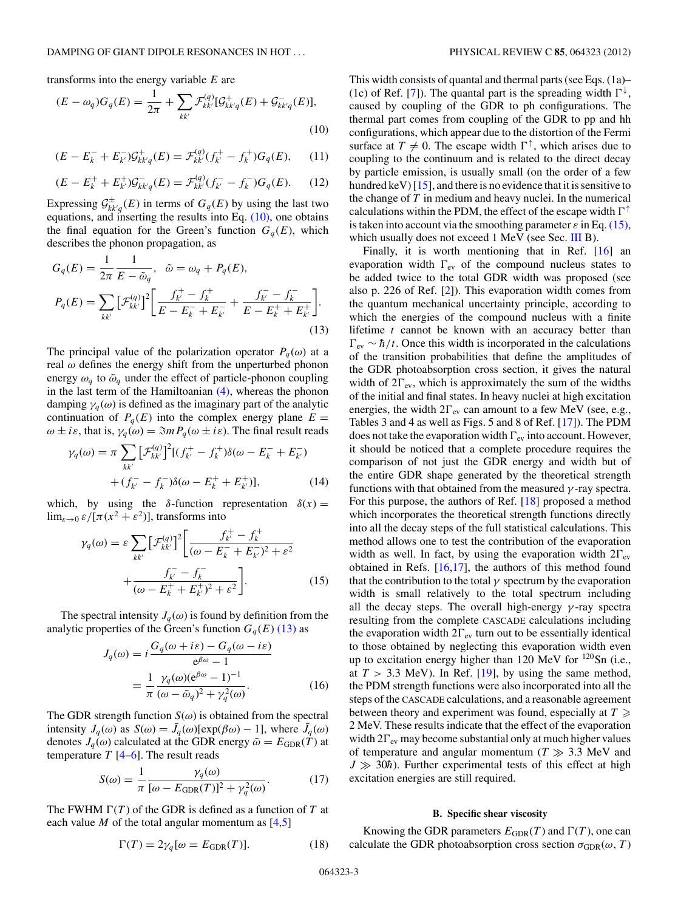transforms into the energy variable $E$ are

$$(E - \omega_q)G_q(E) = \frac{1}{2\pi} + \sum_{kk'} \mathcal{F}_{kk'}^{(q)}[\mathcal{G}_{kk'q}^{+}(E) + \mathcal{G}_{kk'q}^{-}(E)], \tag{10}$$

$$(E - E_k^- + E_{k'}^-)\mathcal{G}_{kk'q}^{+}(E) = \mathcal{F}_{kk'}^{(q)}(f_{k'}^+ - f_k^+)G_q(E), \tag{11}$$

$$(E - E_k^+ + E_{k'}^+)\mathcal{G}_{kk'q}^{-}(E) = \mathcal{F}_{kk'}^{(q)}(f_{k'}^- - f_k^-)G_q(E). \tag{12}$$

Expressing $\mathcal{G}_{kk'q}^{\pm}(E)$ in terms of $G_q(E)$ by using the last two equations, and inserting the results into Eq. (10), one obtains the final equation for the Green's function $G_q(E)$, which describes the phonon propagation, as

$$G_q(E) = \frac{1}{2\pi}\frac{1}{E - \tilde{\omega}_q}, \quad \tilde{\omega} = \omega_q + P_q(E),$$
$$P_q(E) = \sum_{kk'} \left[\mathcal{F}_{kk'}^{(q)}\right]^2 \left[\frac{f_{k'}^+ - f_k^+}{E - E_k^- + E_{k'}^-} + \frac{f_{k'}^- - f_k^-}{E - E_k^+ + E_{k'}^+}\right]. \tag{13}$$

The principal value of the polarization operator $P_q(\omega)$ at a real $\omega$ defines the energy shift from the unperturbed phonon energy $\omega_q$ to $\tilde{\omega}_q$ under the effect of particle-phonon coupling in the last term of the Hamiltonian (4), whereas the phonon damping $\gamma_q(\omega)$ is defined as the imaginary part of the analytic continuation of $P_q(E)$ into the complex energy plane $E = \omega \pm i\varepsilon$, that is, $\gamma_q(\omega) = \Im m\, P_q(\omega \pm i\varepsilon)$. The final result reads

$$\gamma_q(\omega) = \pi \sum_{kk'} \left[\mathcal{F}_{kk'}^{(q)}\right]^2 [(f_{k'}^+ - f_k^+)\delta(\omega - E_k^- + E_{k'}^-)$$
$$+ (f_{k'}^- - f_k^-)\delta(\omega - E_k^+ + E_{k'}^+)], \tag{14}$$

which, by using the $\delta$-function representation $\delta(x) = \lim_{\varepsilon \to 0} \varepsilon/[\pi(x^2 + \varepsilon^2)]$, transforms into

$$\gamma_q(\omega) = \varepsilon \sum_{kk'} \left[\mathcal{F}_{kk'}^{(q)}\right]^2 \left[\frac{f_{k'}^+ - f_k^+}{(\omega - E_k^- + E_{k'}^-)^2 + \varepsilon^2} + \frac{f_{k'}^- - f_k^-}{(\omega - E_k^+ + E_{k'}^+)^2 + \varepsilon^2}\right]. \tag{15}$$

The spectral intensity $J_q(\omega)$ is found by definition from the analytic properties of the Green's function $G_q(E)$ (13) as

$$J_q(\omega) = i\frac{G_q(\omega + i\varepsilon) - G_q(\omega - i\varepsilon)}{e^{\beta\omega} - 1}$$
$$= \frac{1}{\pi}\frac{\gamma_q(\omega)(e^{\beta\omega} - 1)^{-1}}{(\omega - \tilde{\omega}_q)^2 + \gamma_q^2(\omega)}. \tag{16}$$

The GDR strength function $S(\omega)$ is obtained from the spectral intensity $J_q(\omega)$ as $S(\omega) = \bar{J}_q(\omega)[\exp(\beta\omega) - 1]$, where $\bar{J}_q(\omega)$ denotes $J_q(\omega)$ calculated at the GDR energy $\tilde{\omega} = E_{\rm GDR}(T)$ at temperature $T$ [4–6]. The result reads

$$S(\omega) = \frac{1}{\pi}\frac{\gamma_q(\omega)}{[\omega - E_{\rm GDR}(T)]^2 + \gamma_q^2(\omega)}. \tag{17}$$

The FWHM $\Gamma(T)$ of the GDR is defined as a function of $T$ at each value $M$ of the total angular momentum as [4,5]

$$\Gamma(T) = 2\gamma_q[\omega = E_{\rm GDR}(T)]. \tag{18}$$

This width consists of quantal and thermal parts (see Eqs. (1a)–(1c) of Ref. [7]). The quantal part is the spreading width $\Gamma^{\downarrow}$, caused by coupling of the GDR to ph configurations. The thermal part comes from coupling of the GDR to pp and hh configurations, which appear due to the distortion of the Fermi surface at $T \neq 0$. The escape width $\Gamma^{\uparrow}$, which arises due to coupling to the continuum and is related to the direct decay by particle emission, is usually small (on the order of a few hundred keV) [15], and there is no evidence that it is sensitive to the change of $T$ in medium and heavy nuclei. In the numerical calculations within the PDM, the effect of the escape width $\Gamma^{\uparrow}$ is taken into account via the smoothing parameter $\varepsilon$ in Eq. (15), which usually does not exceed 1 MeV (see Sec. III B).

Finally, it is worth mentioning that in Ref. [16] an evaporation width $\Gamma_{\rm ev}$ of the compound nucleus states to be added twice to the total GDR width was proposed (see also p. 226 of Ref. [2]). This evaporation width comes from the quantum mechanical uncertainty principle, according to which the energies of the compound nucleus with a finite lifetime $t$ cannot be known with an accuracy better than $\Gamma_{\rm ev} \sim \hbar/t$. Once this width is incorporated in the calculations of the transition probabilities that define the amplitudes of the GDR photoabsorption cross section, it gives the natural width of $2\Gamma_{\rm ev}$, which is approximately the sum of the widths of the initial and final states. In heavy nuclei at high excitation energies, the width $2\Gamma_{\rm ev}$ can amount to a few MeV (see, e.g., Tables 3 and 4 as well as Figs. 5 and 8 of Ref. [17]). The PDM does not take the evaporation width $\Gamma_{\rm ev}$ into account. However, it should be noticed that a complete procedure requires the comparison of not just the GDR energy and width but of the entire GDR shape generated by the theoretical strength functions with that obtained from the measured $\gamma$-ray spectra. For this purpose, the authors of Ref. [18] proposed a method which incorporates the theoretical strength functions directly into all the decay steps of the full statistical calculations. This method allows one to test the contribution of the evaporation width as well. In fact, by using the evaporation width $2\Gamma_{\rm ev}$ obtained in Refs. [16,17], the authors of this method found that the contribution to the total $\gamma$ spectrum by the evaporation width is small relatively to the total spectrum including all the decay steps. The overall high-energy $\gamma$-ray spectra resulting from the complete CASCADE calculations including the evaporation width $2\Gamma_{\rm ev}$ turn out to be essentially identical to those obtained by neglecting this evaporation width even up to excitation energy higher than 120 MeV for $^{120}$Sn (i.e., at $T > 3.3$ MeV). In Ref. [19], by using the same method, the PDM strength functions were also incorporated into all the steps of the CASCADE calculations, and a reasonable agreement between theory and experiment was found, especially at $T \geqslant 2$ MeV. These results indicate that the effect of the evaporation width $2\Gamma_{\rm ev}$ may become substantial only at much higher values of temperature and angular momentum ($T \gg 3.3$ MeV and $J \gg 30\hbar$). Further experimental tests of this effect at high excitation energies are still required.

### B. Specific shear viscosity

Knowing the GDR parameters $E_{\rm GDR}(T)$ and $\Gamma(T)$, one can calculate the GDR photoabsorption cross section $\sigma_{\rm GDR}(\omega, T)$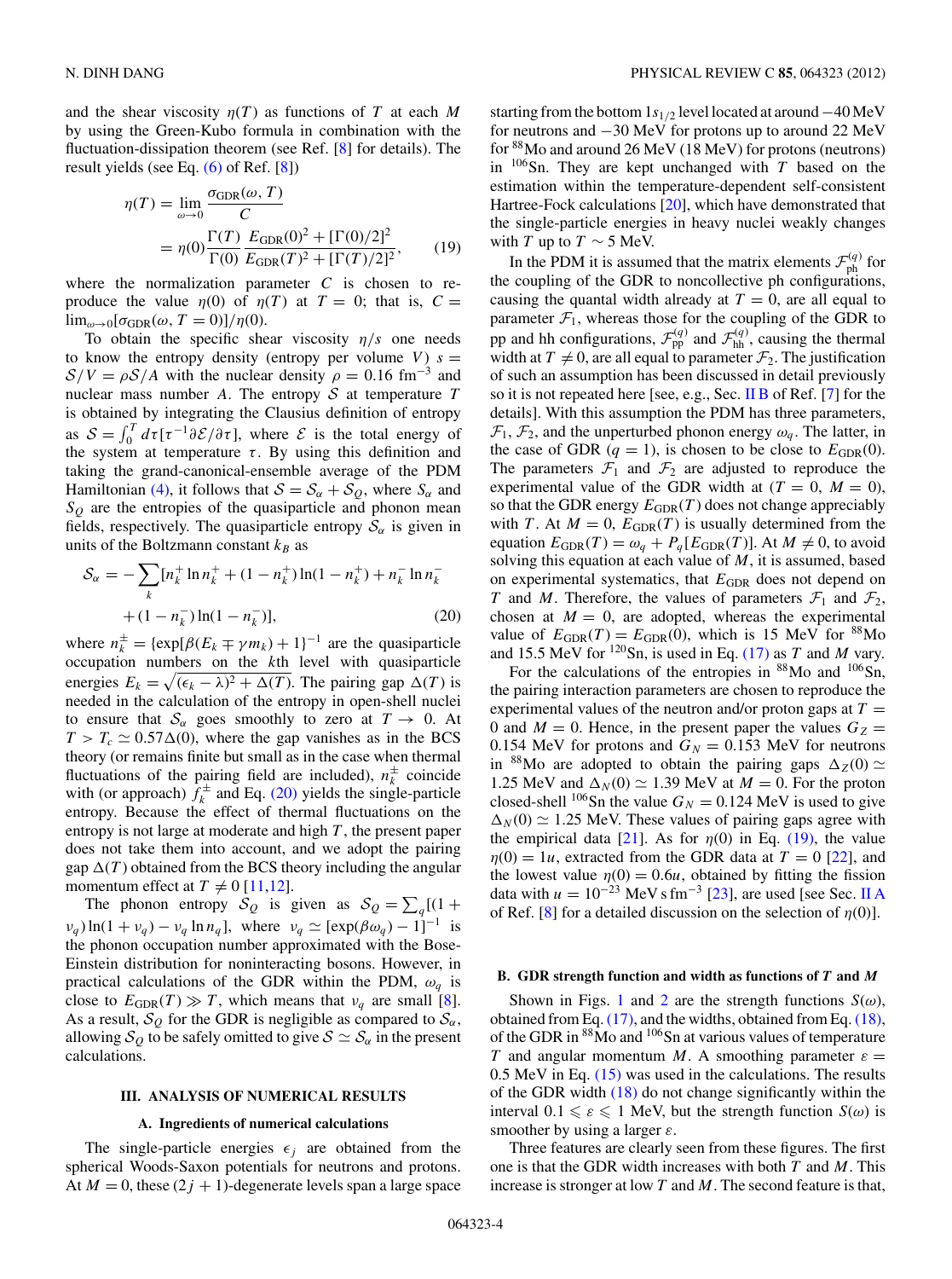and the shear viscosity $\eta(T)$ as functions of $T$ at each $M$ by using the Green-Kubo formula in combination with the fluctuation-dissipation theorem (see Ref. [8] for details). The result yields (see Eq. (6) of Ref. [8])

$$\eta(T) = \lim_{\omega\to 0}\frac{\sigma_{\rm GDR}(\omega, T)}{C} = \eta(0)\frac{\Gamma(T)}{\Gamma(0)}\frac{E_{\rm GDR}(0)^2 + [\Gamma(0)/2]^2}{E_{\rm GDR}(T)^2 + [\Gamma(T)/2]^2}, \tag{19}$$

where the normalization parameter $C$ is chosen to reproduce the value $\eta(0)$ of $\eta(T)$ at $T = 0$; that is, $C = \lim_{\omega\to 0}[\sigma_{\rm GDR}(\omega, T = 0)]/\eta(0)$.

To obtain the specific shear viscosity $\eta/s$ one needs to know the entropy density (entropy per volume $V$) $s = \mathcal{S}/V = \rho\mathcal{S}/A$ with the nuclear density $\rho = 0.16$ fm$^{-3}$ and nuclear mass number $A$. The entropy $\mathcal{S}$ at temperature $T$ is obtained by integrating the Clausius definition of entropy as $\mathcal{S} = \int_0^T d\tau[\tau^{-1}\partial\mathcal{E}/\partial\tau]$, where $\mathcal{E}$ is the total energy of the system at temperature $\tau$. By using this definition and taking the grand-canonical-ensemble average of the PDM Hamiltonian (4), it follows that $\mathcal{S} = \mathcal{S}_\alpha + \mathcal{S}_Q$, where $S_\alpha$ and $S_Q$ are the entropies of the quasiparticle and phonon mean fields, respectively. The quasiparticle entropy $\mathcal{S}_\alpha$ is given in units of the Boltzmann constant $k_B$ as

$$\mathcal{S}_\alpha = -\sum_k [n_k^+ \ln n_k^+ + (1-n_k^+)\ln(1-n_k^+) + n_k^- \ln n_k^- + (1-n_k^-)\ln(1-n_k^-)], \tag{20}$$

where $n_k^{\pm} = \{\exp[\beta(E_k \mp \gamma m_k) + 1\}^{-1}$ are the quasiparticle occupation numbers on the $k$th level with quasiparticle energies $E_k = \sqrt{(\epsilon_k - \lambda)^2 + \Delta(T)}$. The pairing gap $\Delta(T)$ is needed in the calculation of the entropy in open-shell nuclei to ensure that $\mathcal{S}_\alpha$ goes smoothly to zero at $T \to 0$. At $T > T_c \simeq 0.57\Delta(0)$, where the gap vanishes as in the BCS theory (or remains finite but small as in the case when thermal fluctuations of the pairing field are included), $n_k^{\pm}$ coincide with (or approach) $f_k^{\pm}$ and Eq. (20) yields the single-particle entropy. Because the effect of thermal fluctuations on the entropy is not large at moderate and high $T$, the present paper does not take them into account, and we adopt the pairing gap $\Delta(T)$ obtained from the BCS theory including the angular momentum effect at $T \neq 0$ [11,12].

The phonon entropy $\mathcal{S}_Q$ is given as $\mathcal{S}_Q = \sum_q[(1+\nu_q)\ln(1+\nu_q) - \nu_q \ln n_q]$, where $\nu_q \simeq [\exp(\beta\omega_q) - 1]^{-1}$ is the phonon occupation number approximated with the Bose-Einstein distribution for noninteracting bosons. However, in practical calculations of the GDR within the PDM, $\omega_q$ is close to $E_{\rm GDR}(T) \gg T$, which means that $\nu_q$ are small [8]. As a result, $\mathcal{S}_Q$ for the GDR is negligible as compared to $\mathcal{S}_\alpha$, allowing $\mathcal{S}_Q$ to be safely omitted to give $\mathcal{S} \simeq \mathcal{S}_\alpha$ in the present calculations.

## III. ANALYSIS OF NUMERICAL RESULTS

### A. Ingredients of numerical calculations

The single-particle energies $\epsilon_j$ are obtained from the spherical Woods-Saxon potentials for neutrons and protons. At $M = 0$, these $(2j+1)$-degenerate levels span a large space starting from the bottom $1s_{1/2}$ level located at around $-40$ MeV for neutrons and $-30$ MeV for protons up to around 22 MeV for $^{88}$Mo and around 26 MeV (18 MeV) for protons (neutrons) in $^{106}$Sn. They are kept unchanged with $T$ based on the estimation within the temperature-dependent self-consistent Hartree-Fock calculations [20], which have demonstrated that the single-particle energies in heavy nuclei weakly changes with $T$ up to $T \sim 5$ MeV.

In the PDM it is assumed that the matrix elements $\mathcal{F}_{\rm ph}^{(q)}$ for the coupling of the GDR to noncollective ph configurations, causing the quantal width already at $T = 0$, are all equal to parameter $\mathcal{F}_1$, whereas those for the coupling of the GDR to pp and hh configurations, $\mathcal{F}_{\rm pp}^{(q)}$ and $\mathcal{F}_{\rm hh}^{(q)}$, causing the thermal width at $T \neq 0$, are all equal to parameter $\mathcal{F}_2$. The justification of such an assumption has been discussed in detail previously so it is not repeated here [see, e.g., Sec. II B of Ref. [7] for the details]. With this assumption the PDM has three parameters, $\mathcal{F}_1$, $\mathcal{F}_2$, and the unperturbed phonon energy $\omega_q$. The latter, in the case of GDR ($q = 1$), is chosen to be close to $E_{\rm GDR}(0)$. The parameters $\mathcal{F}_1$ and $\mathcal{F}_2$ are adjusted to reproduce the experimental value of the GDR width at ($T = 0$, $M = 0$), so that the GDR energy $E_{\rm GDR}(T)$ does not change appreciably with $T$. At $M = 0$, $E_{\rm GDR}(T)$ is usually determined from the equation $E_{\rm GDR}(T) = \omega_q + P_q[E_{\rm GDR}(T)]$. At $M \neq 0$, to avoid solving this equation at each value of $M$, it is assumed, based on experimental systematics, that $E_{\rm GDR}$ does not depend on $T$ and $M$. Therefore, the values of parameters $\mathcal{F}_1$ and $\mathcal{F}_2$, chosen at $M = 0$, are adopted, whereas the experimental value of $E_{\rm GDR}(T) = E_{\rm GDR}(0)$, which is 15 MeV for $^{88}$Mo and 15.5 MeV for $^{120}$Sn, is used in Eq. (17) as $T$ and $M$ vary.

For the calculations of the entropies in $^{88}$Mo and $^{106}$Sn, the pairing interaction parameters are chosen to reproduce the experimental values of the neutron and/or proton gaps at $T = 0$ and $M = 0$. Hence, in the present paper the values $G_Z = 0.154$ MeV for protons and $G_N = 0.153$ MeV for neutrons in $^{88}$Mo are adopted to obtain the pairing gaps $\Delta_Z(0) \simeq 1.25$ MeV and $\Delta_N(0) \simeq 1.39$ MeV at $M = 0$. For the proton closed-shell $^{106}$Sn the value $G_N = 0.124$ MeV is used to give $\Delta_N(0) \simeq 1.25$ MeV. These values of pairing gaps agree with the empirical data [21]. As for $\eta(0)$ in Eq. (19), the value $\eta(0) = 1u$, extracted from the GDR data at $T = 0$ [22], and the lowest value $\eta(0) = 0.6u$, obtained by fitting the fission data with $u = 10^{-23}$ MeV s fm$^{-3}$ [23], are used [see Sec. II A of Ref. [8] for a detailed discussion on the selection of $\eta(0)$].

### B. GDR strength function and width as functions of $T$ and $M$

Shown in Figs. 1 and 2 are the strength functions $S(\omega)$, obtained from Eq. (17), and the widths, obtained from Eq. (18), of the GDR in $^{88}$Mo and $^{106}$Sn at various values of temperature $T$ and angular momentum $M$. A smoothing parameter $\varepsilon = 0.5$ MeV in Eq. (15) was used in the calculations. The results of the GDR width (18) do not change significantly within the interval $0.1 \leqslant \varepsilon \leqslant 1$ MeV, but the strength function $S(\omega)$ is smoother by using a larger $\varepsilon$.

Three features are clearly seen from these figures. The first one is that the GDR width increases with both $T$ and $M$. This increase is stronger at low $T$ and $M$. The second feature is that,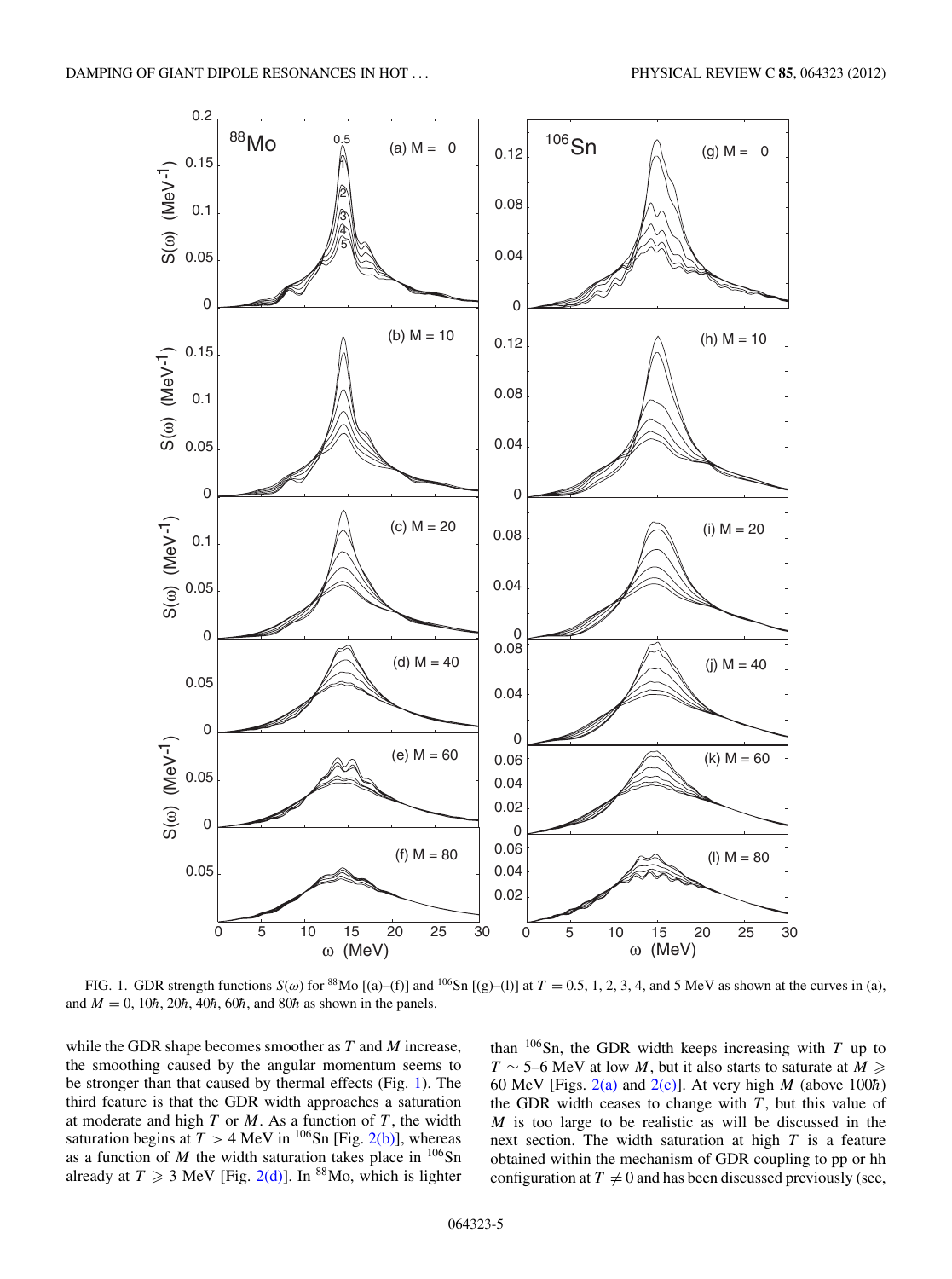FIG. 1. GDR strength functions $S(\omega)$ for $^{88}$Mo [(a)–(f)] and $^{106}$Sn [(g)–(l)] at $T = 0.5$, 1, 2, 3, 4, and 5 MeV as shown at the curves in (a), and $M = 0$, $10\hbar$, $20\hbar$, $40\hbar$, $60\hbar$, and $80\hbar$ as shown in the panels.

while the GDR shape becomes smoother as $T$ and $M$ increase, the smoothing caused by the angular momentum seems to be stronger than that caused by thermal effects (Fig. 1). The third feature is that the GDR width approaches a saturation at moderate and high $T$ or $M$. As a function of $T$, the width saturation begins at $T > 4$ MeV in $^{106}$Sn [Fig. 2(b)], whereas as a function of $M$ the width saturation takes place in $^{106}$Sn already at $T \geqslant 3$ MeV [Fig. 2(d)]. In $^{88}$Mo, which is lighter than $^{106}$Sn, the GDR width keeps increasing with $T$ up to $T \sim 5$–6 MeV at low $M$, but it also starts to saturate at $M \geqslant 60$ MeV [Figs. 2(a) and 2(c)]. At very high $M$ (above $100\hbar$) the GDR width ceases to change with $T$, but this value of $M$ is too large to be realistic as will be discussed in the next section. The width saturation at high $T$ is a feature obtained within the mechanism of GDR coupling to pp or hh configuration at $T \neq 0$ and has been discussed previously (see,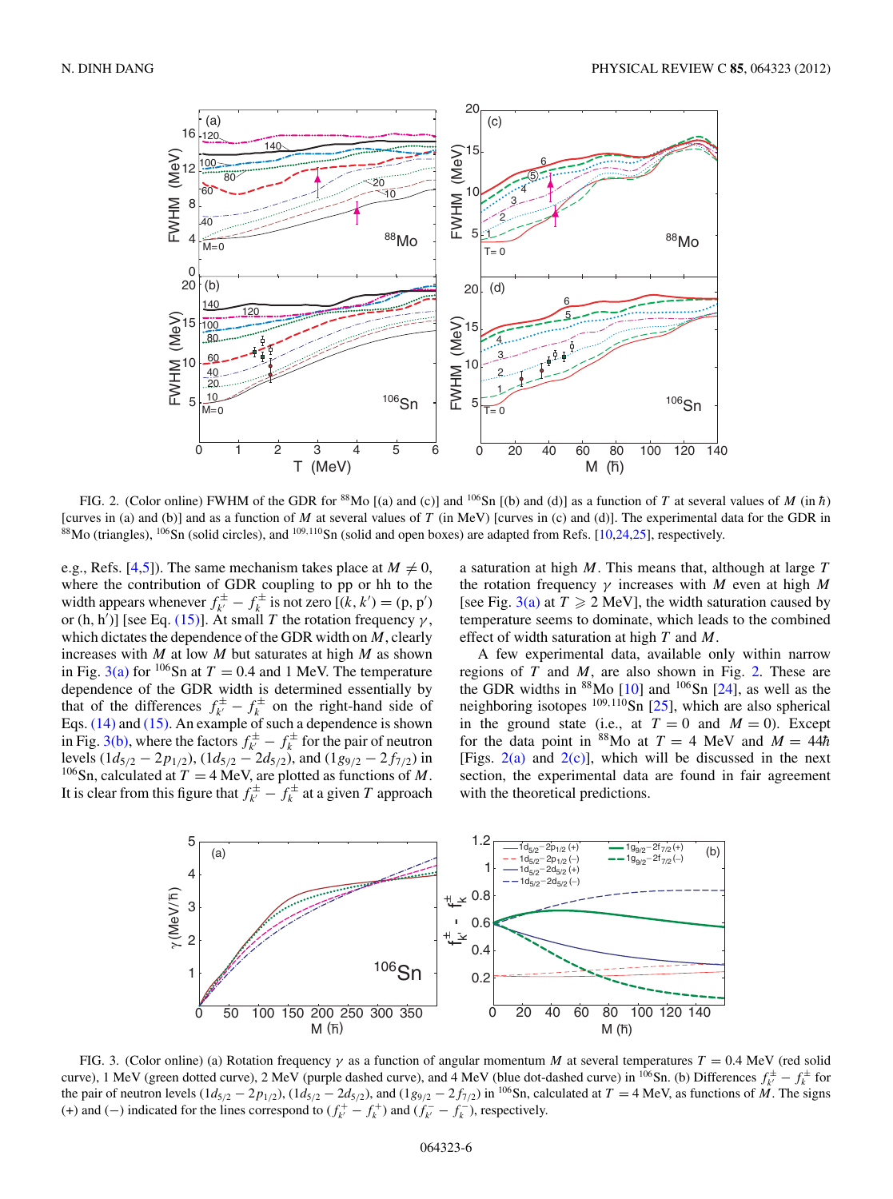FIG. 2. (Color online) FWHM of the GDR for $^{88}$Mo [(a) and (c)] and $^{106}$Sn [(b) and (d)] as a function of $T$ at several values of $M$ (in $\hbar$) [curves in (a) and (b)] and as a function of $M$ at several values of $T$ (in MeV) [curves in (c) and (d)]. The experimental data for the GDR in $^{88}$Mo (triangles), $^{106}$Sn (solid circles), and $^{109,110}$Sn (solid and open boxes) are adapted from Refs. [10,24,25], respectively.

e.g., Refs. [4,5]). The same mechanism takes place at $M \neq 0$, where the contribution of GDR coupling to pp or hh to the width appears whenever $f_{k'}^{\pm} - f_{k}^{\pm}$ is not zero [$(k, k') = (\mathrm{p}, \mathrm{p}')$ or $(\mathrm{h}, \mathrm{h}')$] [see Eq. (15)]. At small $T$ the rotation frequency $\gamma$, which dictates the dependence of the GDR width on $M$, clearly increases with $M$ at low $M$ but saturates at high $M$ as shown in Fig. 3(a) for $^{106}$Sn at $T = 0.4$ and 1 MeV. The temperature dependence of the GDR width is determined essentially by that of the differences $f_{k'}^{\pm} - f_{k}^{\pm}$ on the right-hand side of Eqs. (14) and (15). An example of such a dependence is shown in Fig. 3(b), where the factors $f_{k'}^{\pm} - f_{k}^{\pm}$ for the pair of neutron levels $(1d_{5/2} - 2p_{1/2})$, $(1d_{5/2} - 2d_{5/2})$, and $(1g_{9/2} - 2f_{7/2})$ in $^{106}$Sn, calculated at $T = 4$ MeV, are plotted as functions of $M$. It is clear from this figure that $f_{k'}^{\pm} - f_{k}^{\pm}$ at a given $T$ approach a saturation at high $M$. This means that, although at large $T$ the rotation frequency $\gamma$ increases with $M$ even at high $M$ [see Fig. 3(a) at $T \geqslant 2$ MeV], the width saturation caused by temperature seems to dominate, which leads to the combined effect of width saturation at high $T$ and $M$.

A few experimental data, available only within narrow regions of $T$ and $M$, are also shown in Fig. 2. These are the GDR widths in $^{88}$Mo [10] and $^{106}$Sn [24], as well as the neighboring isotopes $^{109,110}$Sn [25], which are also spherical in the ground state (i.e., at $T = 0$ and $M = 0$). Except for the data point in $^{88}$Mo at $T = 4$ MeV and $M = 44\hbar$ [Figs. 2(a) and 2(c)], which will be discussed in the next section, the experimental data are found in fair agreement with the theoretical predictions.

FIG. 3. (Color online) (a) Rotation frequency $\gamma$ as a function of angular momentum $M$ at several temperatures $T = 0.4$ MeV (red solid curve), 1 MeV (green dotted curve), 2 MeV (purple dashed curve), and 4 MeV (blue dot-dashed curve) in $^{106}$Sn. (b) Differences $f_{k'}^{\pm} - f_{k}^{\pm}$ for the pair of neutron levels $(1d_{5/2} - 2p_{1/2})$, $(1d_{5/2} - 2d_{5/2})$, and $(1g_{9/2} - 2f_{7/2})$ in $^{106}$Sn, calculated at $T = 4$ MeV, as functions of $M$. The signs (+) and (−) indicated for the lines correspond to $(f_{k'}^{+} - f_{k}^{+})$ and $(f_{k'}^{-} - f_{k}^{-})$, respectively.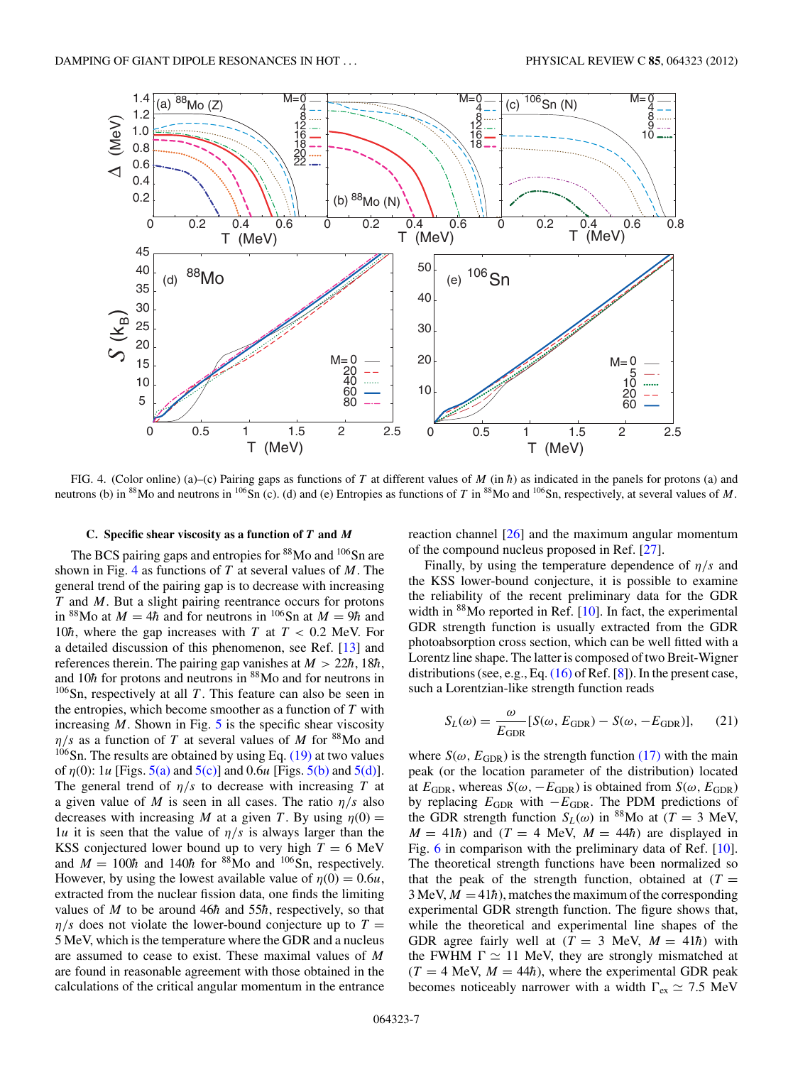FIG. 4. (Color online) (a)–(c) Pairing gaps as functions of $T$ at different values of $M$ (in $\hbar$) as indicated in the panels for protons (a) and neutrons (b) in $^{88}$Mo and neutrons in $^{106}$Sn (c). (d) and (e) Entropies as functions of $T$ in $^{88}$Mo and $^{106}$Sn, respectively, at several values of $M$.

### C. Specific shear viscosity as a function of $T$ and $M$

The BCS pairing gaps and entropies for $^{88}$Mo and $^{106}$Sn are shown in Fig. 4 as functions of $T$ at several values of $M$. The general trend of the pairing gap is to decrease with increasing $T$ and $M$. But a slight pairing reentrance occurs for protons in $^{88}$Mo at $M = 4\hbar$ and for neutrons in $^{106}$Sn at $M = 9\hbar$ and $10\hbar$, where the gap increases with $T$ at $T < 0.2$ MeV. For a detailed discussion of this phenomenon, see Ref. [13] and references therein. The pairing gap vanishes at $M > 22\hbar$, $18\hbar$, and $10\hbar$ for protons and neutrons in $^{88}$Mo and for neutrons in $^{106}$Sn, respectively at all $T$. This feature can also be seen in the entropies, which become smoother as a function of $T$ with increasing $M$. Shown in Fig. 5 is the specific shear viscosity $\eta/s$ as a function of $T$ at several values of $M$ for $^{88}$Mo and $^{106}$Sn. The results are obtained by using Eq. (19) at two values of $\eta(0)$: $1u$ [Figs. 5(a) and 5(c)] and $0.6u$ [Figs. 5(b) and 5(d)]. The general trend of $\eta/s$ to decrease with increasing $T$ at a given value of $M$ is seen in all cases. The ratio $\eta/s$ also decreases with increasing $M$ at a given $T$. By using $\eta(0) = 1u$ it is seen that the value of $\eta/s$ is always larger than the KSS conjectured lower bound up to very high $T = 6$ MeV and $M = 100\hbar$ and $140\hbar$ for $^{88}$Mo and $^{106}$Sn, respectively. However, by using the lowest available value of $\eta(0) = 0.6u$, extracted from the nuclear fission data, one finds the limiting values of $M$ to be around $46\hbar$ and $55\hbar$, respectively, so that $\eta/s$ does not violate the lower-bound conjecture up to $T = 5$ MeV, which is the temperature where the GDR and a nucleus are assumed to cease to exist. These maximal values of $M$ are found in reasonable agreement with those obtained in the calculations of the critical angular momentum in the entrance reaction channel [26] and the maximum angular momentum of the compound nucleus proposed in Ref. [27].

Finally, by using the temperature dependence of $\eta/s$ and the KSS lower-bound conjecture, it is possible to examine the reliability of the recent preliminary data for the GDR width in $^{88}$Mo reported in Ref. [10]. In fact, the experimental GDR strength function is usually extracted from the GDR photoabsorption cross section, which can be well fitted with a Lorentz line shape. The latter is composed of two Breit-Wigner distributions (see, e.g., Eq. (16) of Ref. [8]). In the present case, such a Lorentzian-like strength function reads

$$S_L(\omega) = \frac{\omega}{E_{\rm GDR}}[S(\omega, E_{\rm GDR}) - S(\omega, -E_{\rm GDR})], \qquad (21)$$

where $S(\omega, E_{\rm GDR})$ is the strength function (17) with the main peak (or the location parameter of the distribution) located at $E_{\rm GDR}$, whereas $S(\omega, -E_{\rm GDR})$ is obtained from $S(\omega, E_{\rm GDR})$ by replacing $E_{\rm GDR}$ with $-E_{\rm GDR}$. The PDM predictions of the GDR strength function $S_L(\omega)$ in $^{88}$Mo at ($T = 3$ MeV, $M = 41\hbar$) and ($T = 4$ MeV, $M = 44\hbar$) are displayed in Fig. 6 in comparison with the preliminary data of Ref. [10]. The theoretical strength functions have been normalized so that the peak of the strength function, obtained at ($T = 3$ MeV, $M = 41\hbar$), matches the maximum of the corresponding experimental GDR strength function. The figure shows that, while the theoretical and experimental line shapes of the GDR agree fairly well at ($T = 3$ MeV, $M = 41\hbar$) with the FWHM $\Gamma \simeq 11$ MeV, they are strongly mismatched at ($T = 4$ MeV, $M = 44\hbar$), where the experimental GDR peak becomes noticeably narrower with a width $\Gamma_{\rm ex} \simeq 7.5$ MeV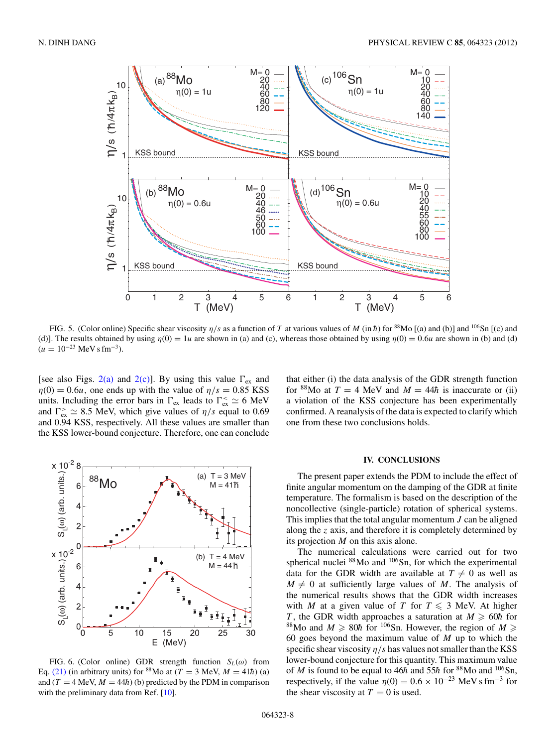FIG. 5. (Color online) Specific shear viscosity $\eta/s$ as a function of $T$ at various values of $M$ (in $\hbar$) for $^{88}$Mo [(a) and (b)] and $^{106}$Sn [(c) and (d)]. The results obtained by using $\eta(0) = 1u$ are shown in (a) and (c), whereas those obtained by using $\eta(0) = 0.6u$ are shown in (b) and (d) ($u = 10^{-23}$ MeV s fm$^{-3}$).

[see also Figs. 2(a) and 2(c)]. By using this value $\Gamma_{\rm ex}$ and $\eta(0) = 0.6u$, one ends up with the value of $\eta/s = 0.85$ KSS units. Including the error bars in $\Gamma_{\rm ex}$ leads to $\Gamma_{\rm ex}^{<} \simeq 6$ MeV and $\Gamma_{\rm ex}^{>} \simeq 8.5$ MeV, which give values of $\eta/s$ equal to 0.69 and 0.94 KSS, respectively. All these values are smaller than the KSS lower-bound conjecture. Therefore, one can conclude that either (i) the data analysis of the GDR strength function for $^{88}$Mo at $T = 4$ MeV and $M = 44\hbar$ is inaccurate or (ii) a violation of the KSS conjecture has been experimentally confirmed. A reanalysis of the data is expected to clarify which one from these two conclusions holds.

FIG. 6. (Color online) GDR strength function $S_L(\omega)$ from Eq. (21) (in arbitrary units) for $^{88}$Mo at ($T = 3$ MeV, $M = 41\hbar$) (a) and ($T = 4$ MeV, $M = 44\hbar$) (b) predicted by the PDM in comparison with the preliminary data from Ref. [10].

## IV. CONCLUSIONS

The present paper extends the PDM to include the effect of finite angular momentum on the damping of the GDR at finite temperature. The formalism is based on the description of the noncollective (single-particle) rotation of spherical systems. This implies that the total angular momentum $J$ can be aligned along the $z$ axis, and therefore it is completely determined by its projection $M$ on this axis alone.

The numerical calculations were carried out for two spherical nuclei $^{88}$Mo and $^{106}$Sn, for which the experimental data for the GDR width are available at $T \neq 0$ as well as $M \neq 0$ at sufficiently large values of $M$. The analysis of the numerical results shows that the GDR width increases with $M$ at a given value of $T$ for $T \leqslant 3$ MeV. At higher $T$, the GDR width approaches a saturation at $M \geqslant 60\hbar$ for $^{88}$Mo and $M \geqslant 80\hbar$ for $^{106}$Sn. However, the region of $M \geqslant 60$ goes beyond the maximum value of $M$ up to which the specific shear viscosity $\eta/s$ has values not smaller than the KSS lower-bound conjecture for this quantity. This maximum value of $M$ is found to be equal to $46\hbar$ and $55\hbar$ for $^{88}$Mo and $^{106}$Sn, respectively, if the value $\eta(0) = 0.6 \times 10^{-23}$ MeV s fm$^{-3}$ for the shear viscosity at $T = 0$ is used.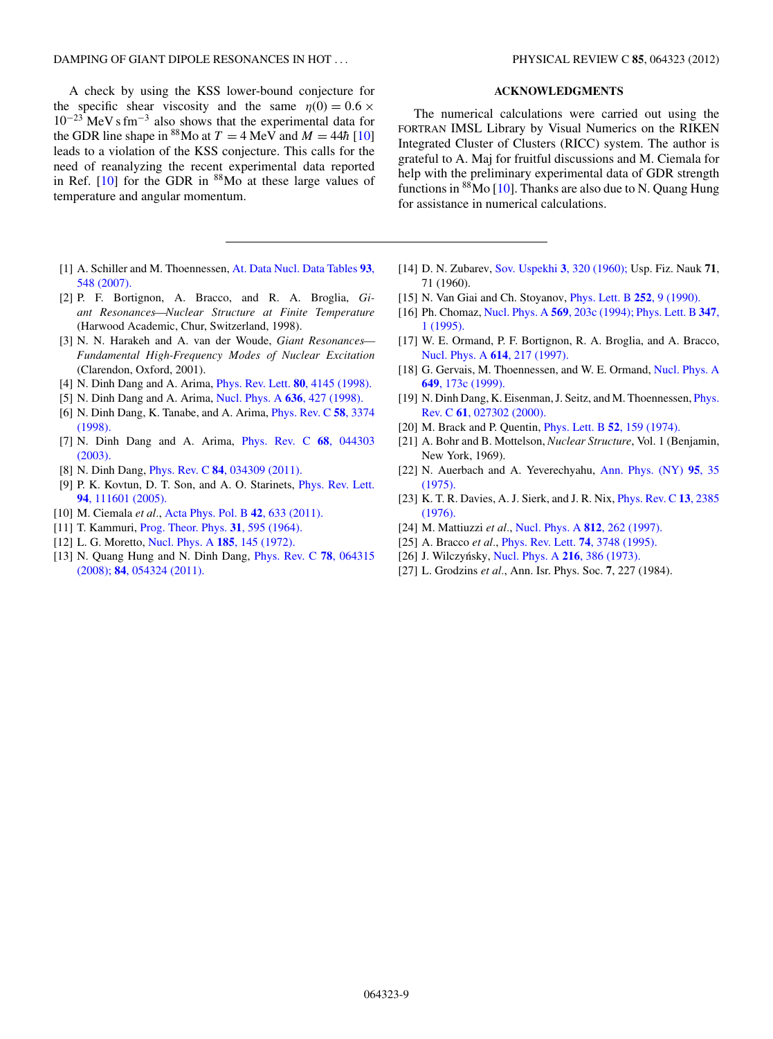A check by using the KSS lower-bound conjecture for the specific shear viscosity and the same $\eta(0) = 0.6 \times 10^{-23}$ MeV s fm$^{-3}$ also shows that the experimental data for the GDR line shape in $^{88}$Mo at $T = 4$ MeV and $M = 44\hbar$ [10] leads to a violation of the KSS conjecture. This calls for the need of reanalyzing the recent experimental data reported in Ref. [10] for the GDR in $^{88}$Mo at these large values of temperature and angular momentum.

## ACKNOWLEDGMENTS

The numerical calculations were carried out using the FORTRAN IMSL Library by Visual Numerics on the RIKEN Integrated Cluster of Clusters (RICC) system. The author is grateful to A. Maj for fruitful discussions and M. Ciemala for help with the preliminary experimental data of GDR strength functions in $^{88}$Mo [10]. Thanks are also due to N. Quang Hung for assistance in numerical calculations.

---

[1] A. Schiller and M. Thoennessen, At. Data Nucl. Data Tables **93**, 548 (2007).

[2] P. F. Bortignon, A. Bracco, and R. A. Broglia, *Giant Resonances—Nuclear Structure at Finite Temperature* (Harwood Academic, Chur, Switzerland, 1998).

[3] N. N. Harakeh and A. van der Woude, *Giant Resonances—Fundamental High-Frequency Modes of Nuclear Excitation* (Clarendon, Oxford, 2001).

[4] N. Dinh Dang and A. Arima, Phys. Rev. Lett. **80**, 4145 (1998).

[5] N. Dinh Dang and A. Arima, Nucl. Phys. A **636**, 427 (1998).

[6] N. Dinh Dang, K. Tanabe, and A. Arima, Phys. Rev. C **58**, 3374 (1998).

[7] N. Dinh Dang and A. Arima, Phys. Rev. C **68**, 044303 (2003).

[8] N. Dinh Dang, Phys. Rev. C **84**, 034309 (2011).

[9] P. K. Kovtun, D. T. Son, and A. O. Starinets, Phys. Rev. Lett. **94**, 111601 (2005).

[10] M. Ciemala *et al.*, Acta Phys. Pol. B **42**, 633 (2011).

[11] T. Kammuri, Prog. Theor. Phys. **31**, 595 (1964).

[12] L. G. Moretto, Nucl. Phys. A **185**, 145 (1972).

[13] N. Quang Hung and N. Dinh Dang, Phys. Rev. C **78**, 064315 (2008); **84**, 054324 (2011).

[14] D. N. Zubarev, Sov. Uspekhi **3**, 320 (1960); Usp. Fiz. Nauk **71**, 71 (1960).

[15] N. Van Giai and Ch. Stoyanov, Phys. Lett. B **252**, 9 (1990).

[16] Ph. Chomaz, Nucl. Phys. A **569**, 203c (1994); Phys. Lett. B **347**, 1 (1995).

[17] W. E. Ormand, P. F. Bortignon, R. A. Broglia, and A. Bracco, Nucl. Phys. A **614**, 217 (1997).

[18] G. Gervais, M. Thoennessen, and W. E. Ormand, Nucl. Phys. A **649**, 173c (1999).

[19] N. Dinh Dang, K. Eisenman, J. Seitz, and M. Thoennessen, Phys. Rev. C **61**, 027302 (2000).

[20] M. Brack and P. Quentin, Phys. Lett. B **52**, 159 (1974).

[21] A. Bohr and B. Mottelson, *Nuclear Structure*, Vol. 1 (Benjamin, New York, 1969).

[22] N. Auerbach and A. Yeverechyahu, Ann. Phys. (NY) **95**, 35 (1975).

[23] K. T. R. Davies, A. J. Sierk, and J. R. Nix, Phys. Rev. C **13**, 2385 (1976).

[24] M. Mattiuzzi *et al.*, Nucl. Phys. A **812**, 262 (1997).

[25] A. Bracco *et al.*, Phys. Rev. Lett. **74**, 3748 (1995).

[26] J. Wilczyński, Nucl. Phys. A **216**, 386 (1973).

[27] L. Grodzins *et al.*, Ann. Isr. Phys. Soc. **7**, 227 (1984).